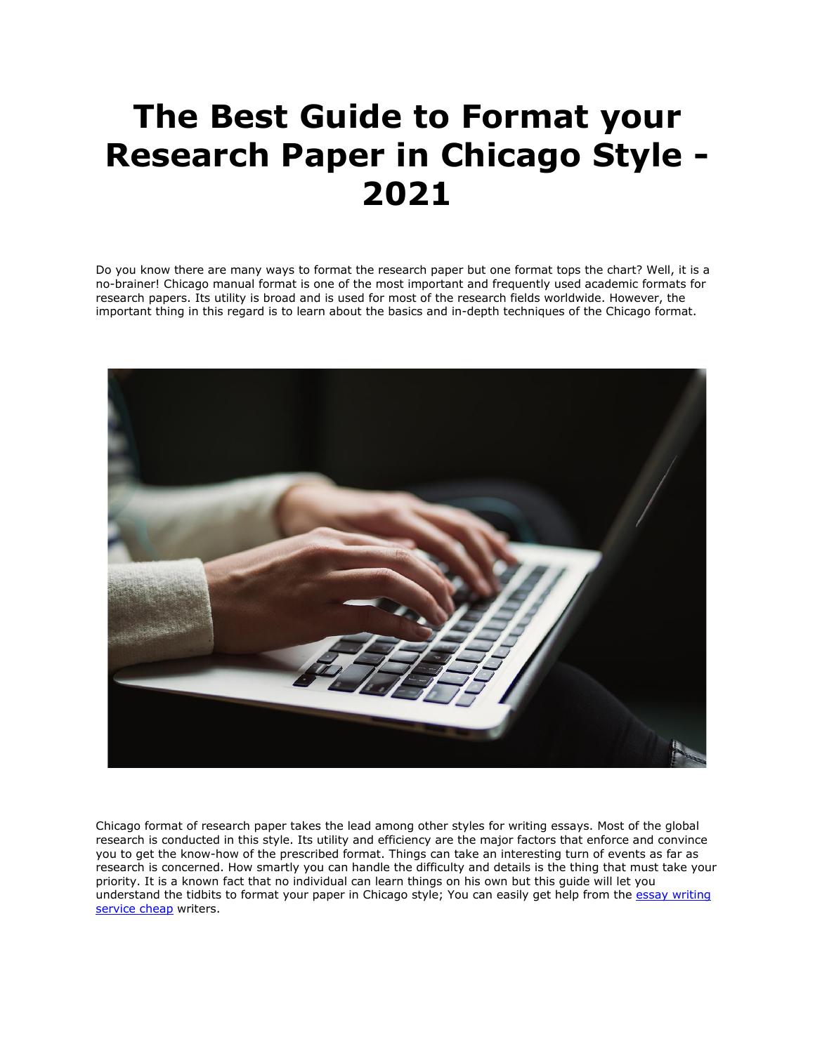# The Best Guide to Format your Research Paper in Chicago Style - 2021

Do you know there are many ways to format the research paper but one format tops the chart? Well, it is a no-brainer! Chicago manual format is one of the most important and frequently used academic formats for research papers. Its utility is broad and is used for most of the research fields worldwide. However, the important thing in this regard is to learn about the basics and in-depth techniques of the Chicago format.

Chicago format of research paper takes the lead among other styles for writing essays. Most of the global research is conducted in this style. Its utility and efficiency are the major factors that enforce and convince you to get the know-how of the prescribed format. Things can take an interesting turn of events as far as research is concerned. How smartly you can handle the difficulty and details is the thing that must take your priority. It is a known fact that no individual can learn things on his own but this guide will let you understand the tidbits to format your paper in Chicago style; You can easily get help from the essay writing service cheap writers.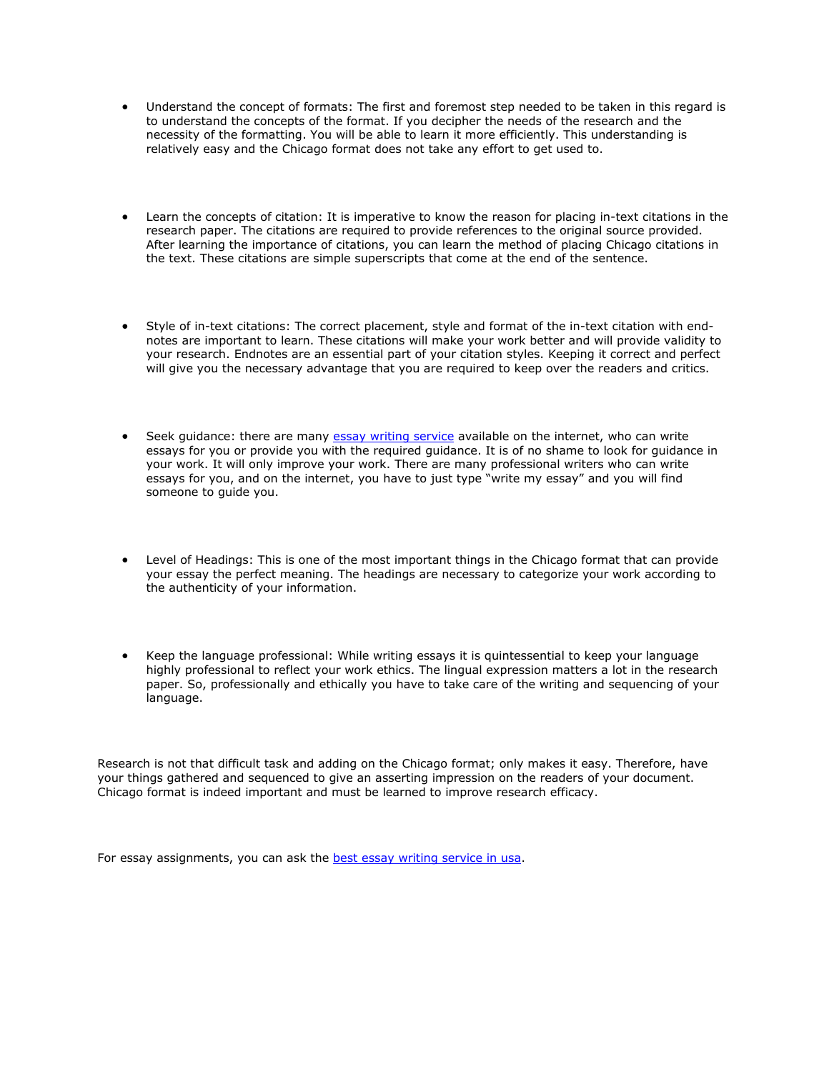- Understand the concept of formats: The first and foremost step needed to be taken in this regard is to understand the concepts of the format. If you decipher the needs of the research and the necessity of the formatting. You will be able to learn it more efficiently. This understanding is relatively easy and the Chicago format does not take any effort to get used to.

- Learn the concepts of citation: It is imperative to know the reason for placing in-text citations in the research paper. The citations are required to provide references to the original source provided. After learning the importance of citations, you can learn the method of placing Chicago citations in the text. These citations are simple superscripts that come at the end of the sentence.

- Style of in-text citations: The correct placement, style and format of the in-text citation with end-notes are important to learn. These citations will make your work better and will provide validity to your research. Endnotes are an essential part of your citation styles. Keeping it correct and perfect will give you the necessary advantage that you are required to keep over the readers and critics.

- Seek guidance: there are many [essay writing service](#) available on the internet, who can write essays for you or provide you with the required guidance. It is of no shame to look for guidance in your work. It will only improve your work. There are many professional writers who can write essays for you, and on the internet, you have to just type "write my essay" and you will find someone to guide you.

- Level of Headings: This is one of the most important things in the Chicago format that can provide your essay the perfect meaning. The headings are necessary to categorize your work according to the authenticity of your information.

- Keep the language professional: While writing essays it is quintessential to keep your language highly professional to reflect your work ethics. The lingual expression matters a lot in the research paper. So, professionally and ethically you have to take care of the writing and sequencing of your language.

Research is not that difficult task and adding on the Chicago format; only makes it easy. Therefore, have your things gathered and sequenced to give an asserting impression on the readers of your document. Chicago format is indeed important and must be learned to improve research efficacy.

For essay assignments, you can ask the [best essay writing service in usa](#).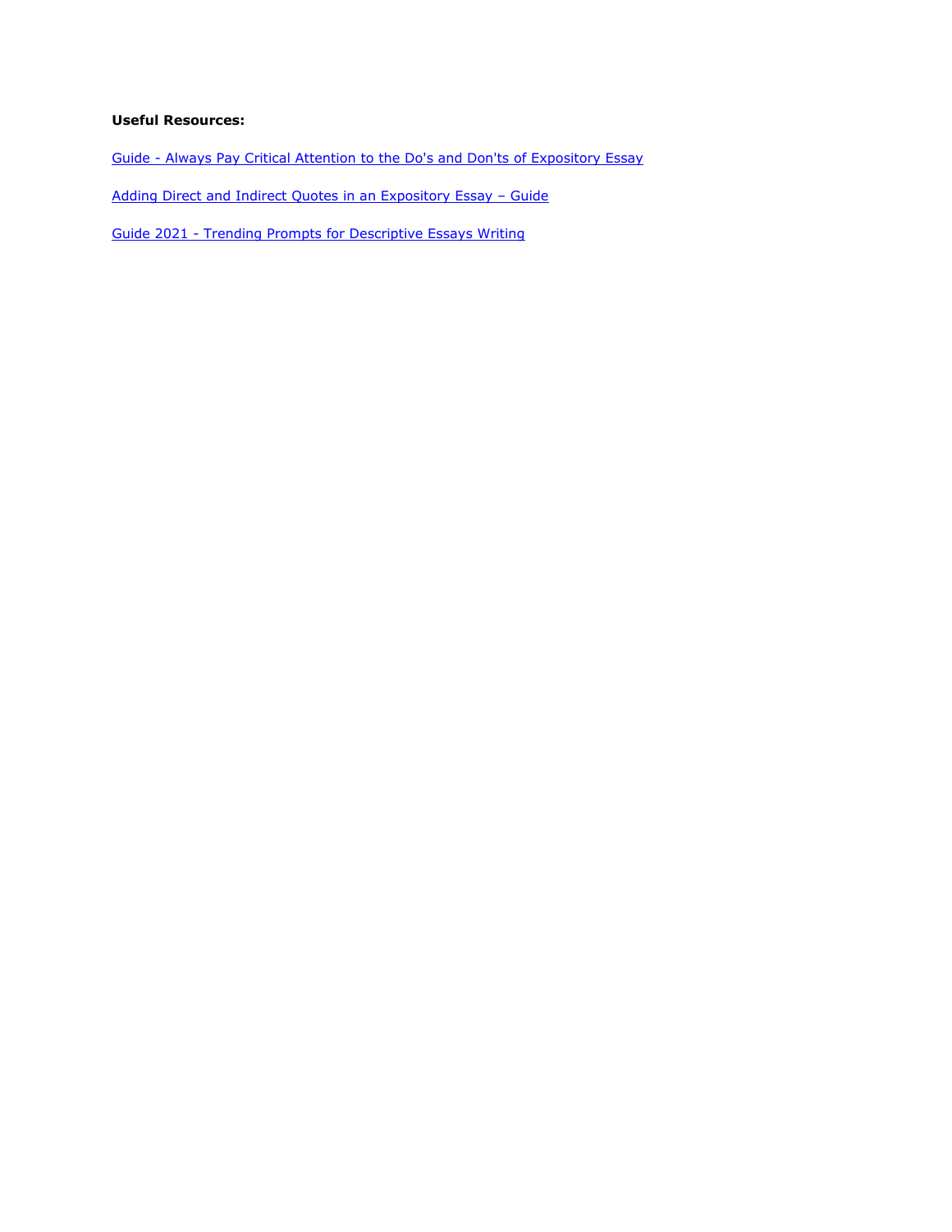**Useful Resources:**

Guide - Always Pay Critical Attention to the Do's and Don'ts of Expository Essay

Adding Direct and Indirect Quotes in an Expository Essay – Guide

Guide 2021 - Trending Prompts for Descriptive Essays Writing